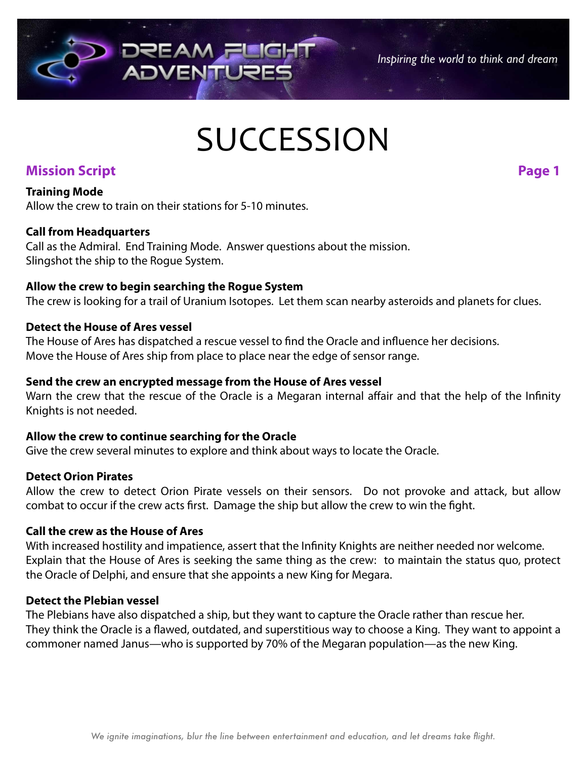# SUCCESSION

## Mission Script

**Training Mode**
Allow the crew to train on their stations for 5-10 minutes.

**Call from Headquarters**
Call as the Admiral. End Training Mode. Answer questions about the mission.
Slingshot the ship to the Rogue System.

**Allow the crew to begin searching the Rogue System**
The crew is looking for a trail of Uranium Isotopes. Let them scan nearby asteroids and planets for clues.

**Detect the House of Ares vessel**
The House of Ares has dispatched a rescue vessel to find the Oracle and influence her decisions.
Move the House of Ares ship from place to place near the edge of sensor range.

**Send the crew an encrypted message from the House of Ares vessel**
Warn the crew that the rescue of the Oracle is a Megaran internal affair and that the help of the Infinity Knights is not needed.

**Allow the crew to continue searching for the Oracle**
Give the crew several minutes to explore and think about ways to locate the Oracle.

**Detect Orion Pirates**
Allow the crew to detect Orion Pirate vessels on their sensors. Do not provoke and attack, but allow combat to occur if the crew acts first. Damage the ship but allow the crew to win the fight.

**Call the crew as the House of Ares**
With increased hostility and impatience, assert that the Infinity Knights are neither needed nor welcome.
Explain that the House of Ares is seeking the same thing as the crew: to maintain the status quo, protect the Oracle of Delphi, and ensure that she appoints a new King for Megara.

**Detect the Plebian vessel**
The Plebians have also dispatched a ship, but they want to capture the Oracle rather than rescue her.
They think the Oracle is a flawed, outdated, and superstitious way to choose a King. They want to appoint a commoner named Janus—who is supported by 70% of the Megaran population—as the new King.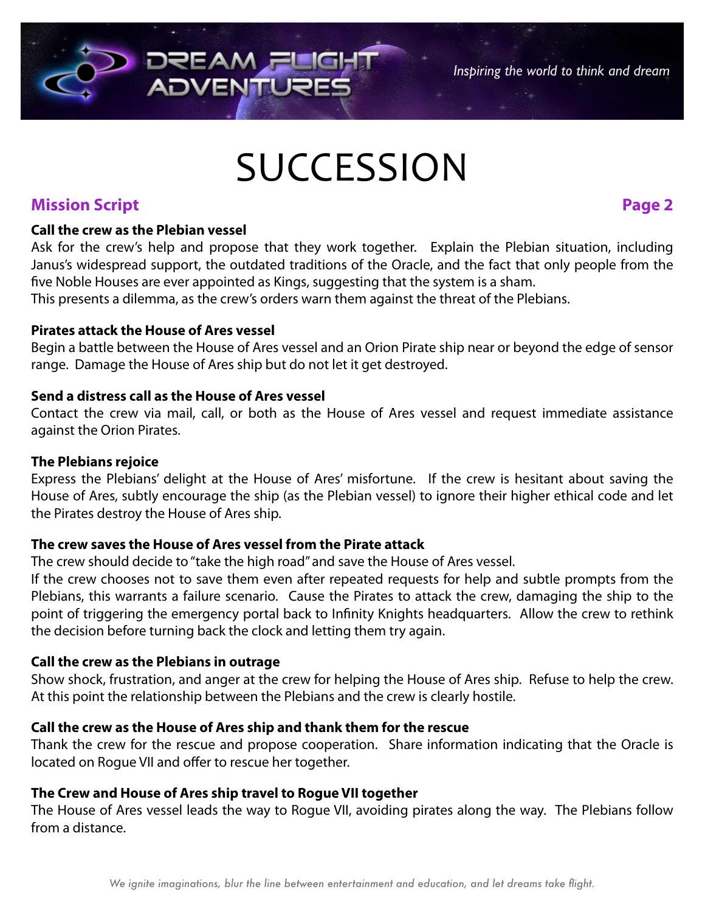# SUCCESSION

## Mission Script

**Call the crew as the Plebian vessel**
Ask for the crew's help and propose that they work together. Explain the Plebian situation, including Janus's widespread support, the outdated traditions of the Oracle, and the fact that only people from the five Noble Houses are ever appointed as Kings, suggesting that the system is a sham.
This presents a dilemma, as the crew's orders warn them against the threat of the Plebians.

**Pirates attack the House of Ares vessel**
Begin a battle between the House of Ares vessel and an Orion Pirate ship near or beyond the edge of sensor range. Damage the House of Ares ship but do not let it get destroyed.

**Send a distress call as the House of Ares vessel**
Contact the crew via mail, call, or both as the House of Ares vessel and request immediate assistance against the Orion Pirates.

**The Plebians rejoice**
Express the Plebians' delight at the House of Ares' misfortune. If the crew is hesitant about saving the House of Ares, subtly encourage the ship (as the Plebian vessel) to ignore their higher ethical code and let the Pirates destroy the House of Ares ship.

**The crew saves the House of Ares vessel from the Pirate attack**
The crew should decide to "take the high road" and save the House of Ares vessel.
If the crew chooses not to save them even after repeated requests for help and subtle prompts from the Plebians, this warrants a failure scenario. Cause the Pirates to attack the crew, damaging the ship to the point of triggering the emergency portal back to Infinity Knights headquarters. Allow the crew to rethink the decision before turning back the clock and letting them try again.

**Call the crew as the Plebians in outrage**
Show shock, frustration, and anger at the crew for helping the House of Ares ship. Refuse to help the crew. At this point the relationship between the Plebians and the crew is clearly hostile.

**Call the crew as the House of Ares ship and thank them for the rescue**
Thank the crew for the rescue and propose cooperation. Share information indicating that the Oracle is located on Rogue VII and offer to rescue her together.

**The Crew and House of Ares ship travel to Rogue VII together**
The House of Ares vessel leads the way to Rogue VII, avoiding pirates along the way. The Plebians follow from a distance.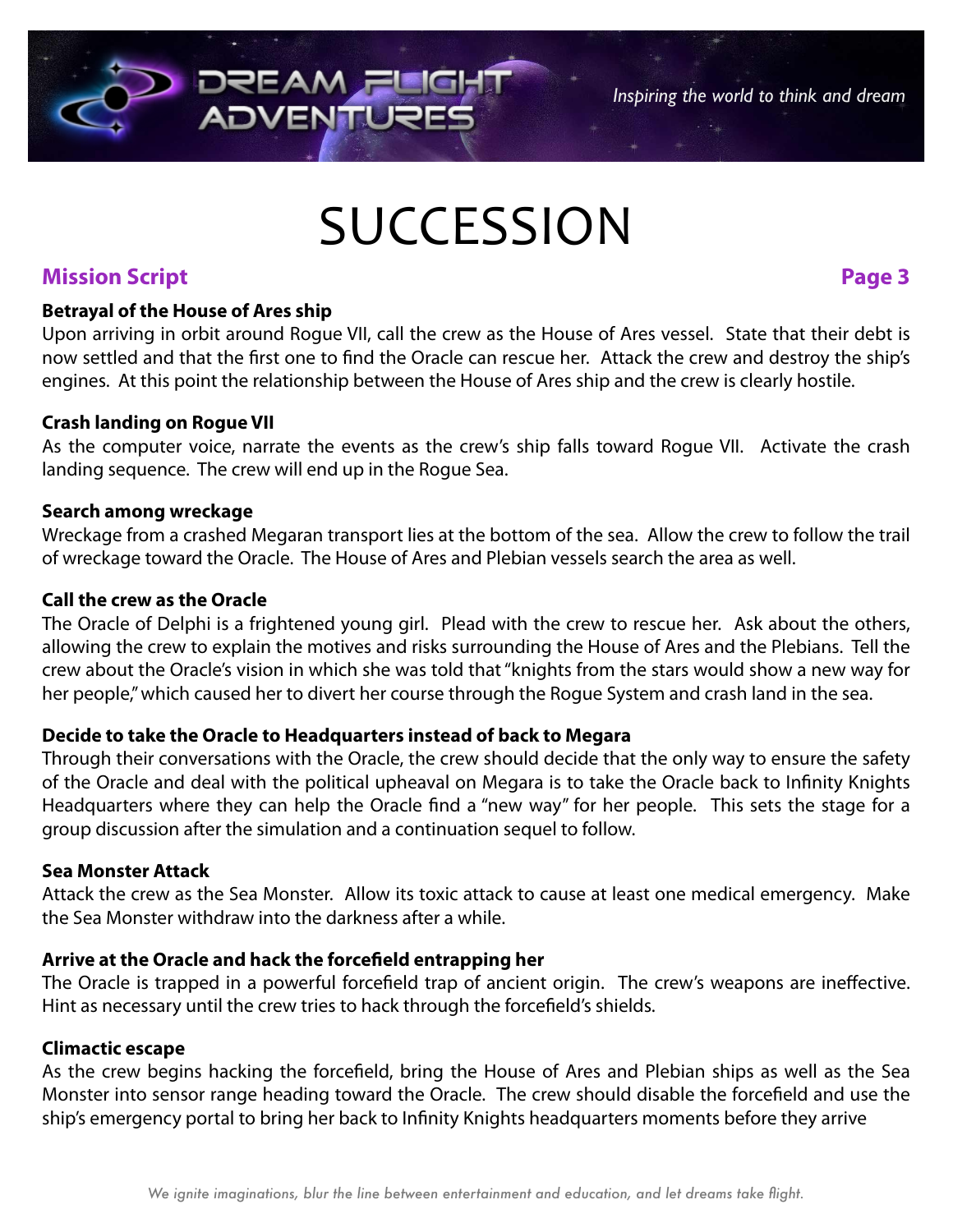# SUCCESSION

## Mission Script

**Betrayal of the House of Ares ship**

Upon arriving in orbit around Rogue VII, call the crew as the House of Ares vessel. State that their debt is now settled and that the first one to find the Oracle can rescue her. Attack the crew and destroy the ship's engines. At this point the relationship between the House of Ares ship and the crew is clearly hostile.

**Crash landing on Rogue VII**

As the computer voice, narrate the events as the crew's ship falls toward Rogue VII. Activate the crash landing sequence. The crew will end up in the Rogue Sea.

**Search among wreckage**

Wreckage from a crashed Megaran transport lies at the bottom of the sea. Allow the crew to follow the trail of wreckage toward the Oracle. The House of Ares and Plebian vessels search the area as well.

**Call the crew as the Oracle**

The Oracle of Delphi is a frightened young girl. Plead with the crew to rescue her. Ask about the others, allowing the crew to explain the motives and risks surrounding the House of Ares and the Plebians. Tell the crew about the Oracle's vision in which she was told that "knights from the stars would show a new way for her people," which caused her to divert her course through the Rogue System and crash land in the sea.

**Decide to take the Oracle to Headquarters instead of back to Megara**

Through their conversations with the Oracle, the crew should decide that the only way to ensure the safety of the Oracle and deal with the political upheaval on Megara is to take the Oracle back to Infinity Knights Headquarters where they can help the Oracle find a "new way" for her people. This sets the stage for a group discussion after the simulation and a continuation sequel to follow.

**Sea Monster Attack**

Attack the crew as the Sea Monster. Allow its toxic attack to cause at least one medical emergency. Make the Sea Monster withdraw into the darkness after a while.

**Arrive at the Oracle and hack the forcefield entrapping her**

The Oracle is trapped in a powerful forcefield trap of ancient origin. The crew's weapons are ineffective. Hint as necessary until the crew tries to hack through the forcefield's shields.

**Climactic escape**

As the crew begins hacking the forcefield, bring the House of Ares and Plebian ships as well as the Sea Monster into sensor range heading toward the Oracle. The crew should disable the forcefield and use the ship's emergency portal to bring her back to Infinity Knights headquarters moments before they arrive